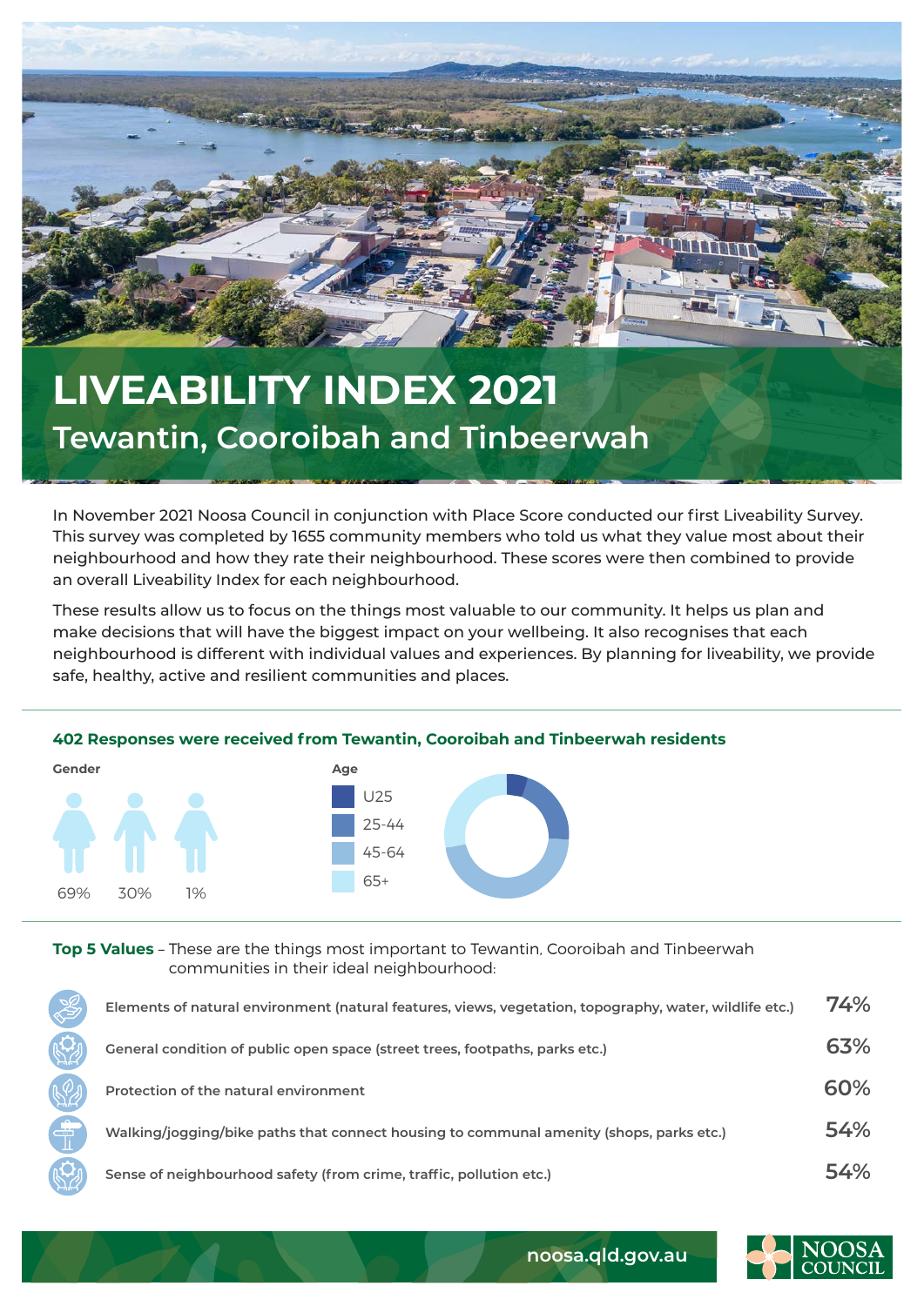# LIVEABILITY INDEX 2021

## Tewantin, Cooroibah and Tinbeerwah

In November 2021 Noosa Council in conjunction with Place Score conducted our first Liveability Survey. This survey was completed by 1655 community members who told us what they value most about their neighbourhood and how they rate their neighbourhood. These scores were then combined to provide an overall Liveability Index for each neighbourhood.

These results allow us to focus on the things most valuable to our community. It helps us plan and make decisions that will have the biggest impact on your wellbeing. It also recognises that each neighbourhood is different with individual values and experiences. By planning for liveability, we provide safe, healthy, active and resilient communities and places.

### 402 Responses were received from Tewantin, Cooroibah and Tinbeerwah residents

**Gender**

69% 30% 1%

**Age**

- U25
- 25-44
- 45-64
- 65+

**Top 5 Values** – These are the things most important to Tewantin, Cooroibah and Tinbeerwah communities in their ideal neighbourhood:

| Value | % |
|---|---|
| Elements of natural environment (natural features, views, vegetation, topography, water, wildlife etc.) | 74% |
| General condition of public open space (street trees, footpaths, parks etc.) | 63% |
| Protection of the natural environment | 60% |
| Walking/jogging/bike paths that connect housing to communal amenity (shops, parks etc.) | 54% |
| Sense of neighbourhood safety (from crime, traffic, pollution etc.) | 54% |

noosa.qld.gov.au

NOOSA COUNCIL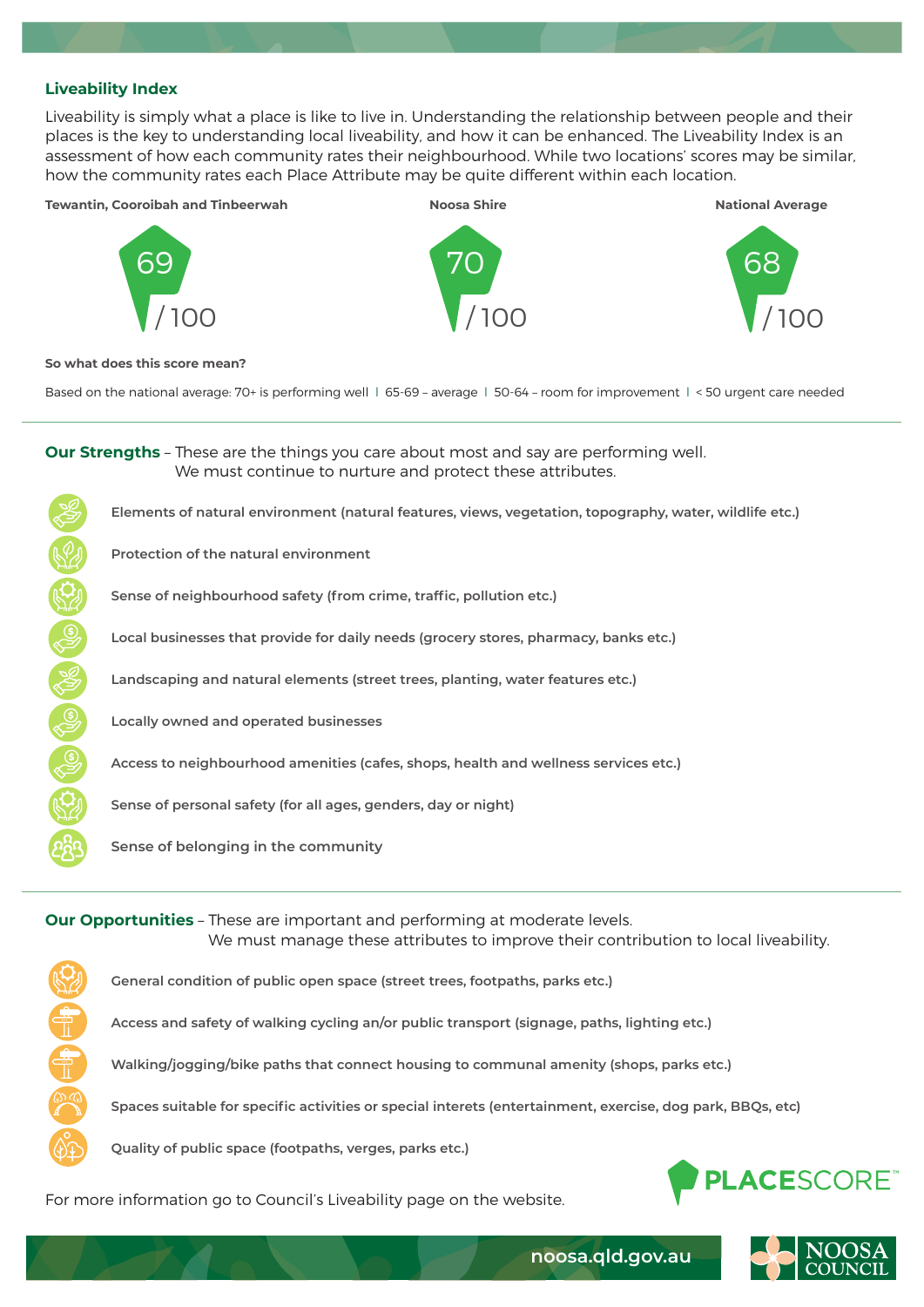## Liveability Index

Liveability is simply what a place is like to live in. Understanding the relationship between people and their places is the key to understanding local liveability, and how it can be enhanced. The Liveability Index is an assessment of how each community rates their neighbourhood. While two locations' scores may be similar, how the community rates each Place Attribute may be quite different within each location.

**Tewantin, Cooroibah and Tinbeerwah**

69 / 100

**Noosa Shire**

70 / 100

**National Average**

68 / 100

**So what does this score mean?**

Based on the national average: 70+ is performing well | 65-69 – average | 50-64 – room for improvement | < 50 urgent care needed

**Our Strengths** – These are the things you care about most and say are performing well. We must continue to nurture and protect these attributes.

- Elements of natural environment (natural features, views, vegetation, topography, water, wildlife etc.)
- Protection of the natural environment
- Sense of neighbourhood safety (from crime, traffic, pollution etc.)
- Local businesses that provide for daily needs (grocery stores, pharmacy, banks etc.)
- Landscaping and natural elements (street trees, planting, water features etc.)
- Locally owned and operated businesses
- Access to neighbourhood amenities (cafes, shops, health and wellness services etc.)
- Sense of personal safety (for all ages, genders, day or night)
- Sense of belonging in the community

**Our Opportunities** – These are important and performing at moderate levels. We must manage these attributes to improve their contribution to local liveability.

- General condition of public open space (street trees, footpaths, parks etc.)
- Access and safety of walking cycling an/or public transport (signage, paths, lighting etc.)
- Walking/jogging/bike paths that connect housing to communal amenity (shops, parks etc.)
- Spaces suitable for specific activities or special interets (entertainment, exercise, dog park, BBQs, etc)
- Quality of public space (footpaths, verges, parks etc.)

For more information go to Council's Liveability page on the website.

PLACESCORE™

noosa.qld.gov.au

NOOSA COUNCIL